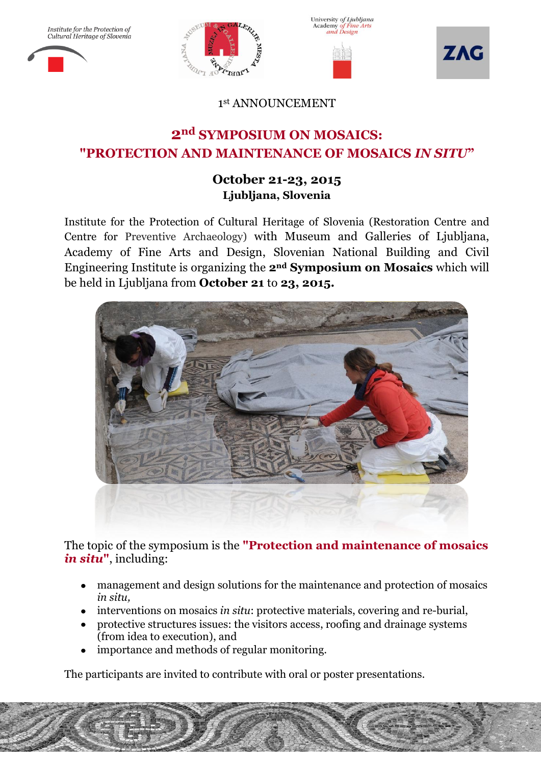Institute for the Protection of Cultural Heritage of Slovenia

University of Ljubljana Academy of Fine Arts and Design

1st ANNOUNCEMENT

# 2nd SYMPOSIUM ON MOSAICS: "PROTECTION AND MAINTENANCE OF MOSAICS *IN SITU*"

## October 21-23, 2015
### Ljubljana, Slovenia

Institute for the Protection of Cultural Heritage of Slovenia (Restoration Centre and Centre for Preventive Archaeology) with Museum and Galleries of Ljubljana, Academy of Fine Arts and Design, Slovenian National Building and Civil Engineering Institute is organizing the **2nd Symposium on Mosaics** which will be held in Ljubljana from **October 21** to **23, 2015.**

The topic of the symposium is the **"Protection and maintenance of mosaics *in situ*"**, including:

- management and design solutions for the maintenance and protection of mosaics *in situ,*
- interventions on mosaics *in situ*: protective materials, covering and re-burial,
- protective structures issues: the visitors access, roofing and drainage systems (from idea to execution), and
- importance and methods of regular monitoring.

The participants are invited to contribute with oral or poster presentations.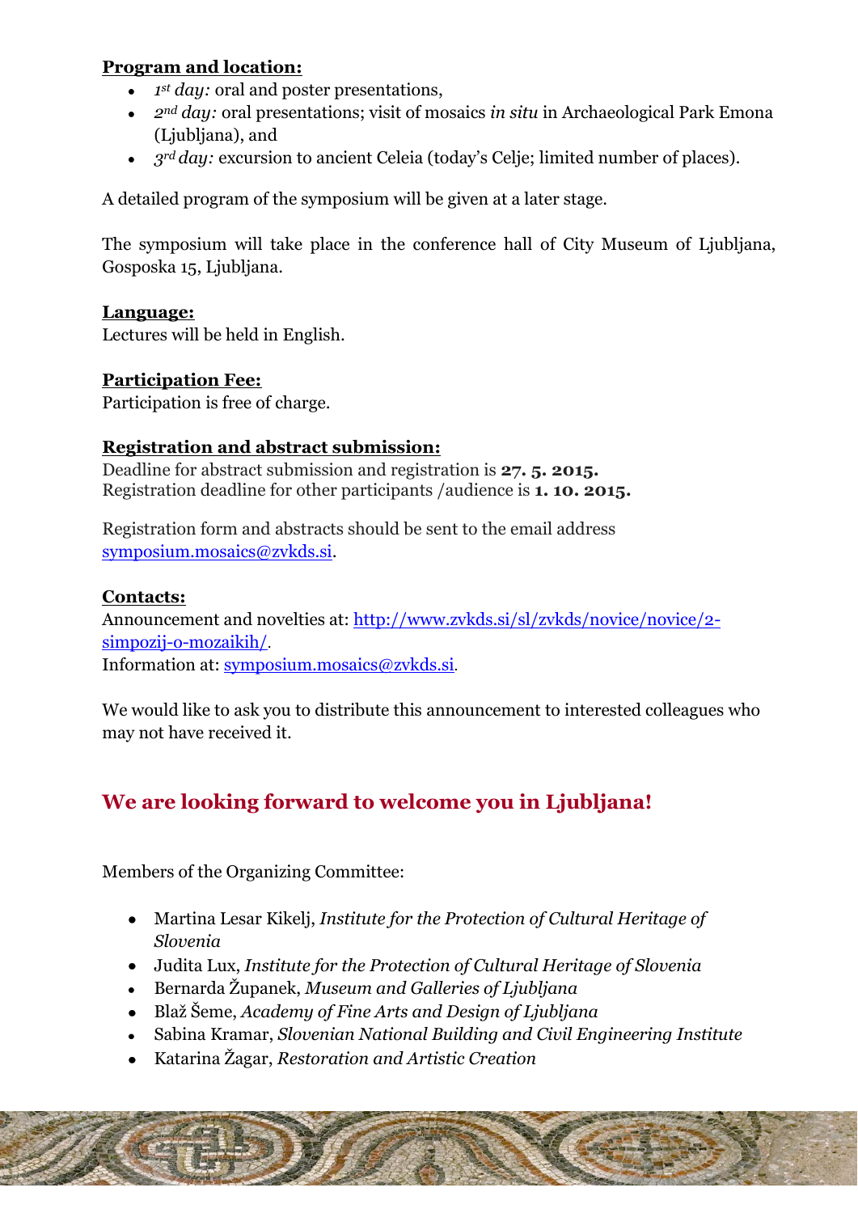**Program and location:**

- *1st day:* oral and poster presentations,
- *2nd day:* oral presentations; visit of mosaics *in situ* in Archaeological Park Emona (Ljubljana), and
- *3rd day:* excursion to ancient Celeia (today's Celje; limited number of places).

A detailed program of the symposium will be given at a later stage.

The symposium will take place in the conference hall of City Museum of Ljubljana, Gosposka 15, Ljubljana.

**Language:**

Lectures will be held in English.

**Participation Fee:**

Participation is free of charge.

**Registration and abstract submission:**

Deadline for abstract submission and registration is **27. 5. 2015.**
Registration deadline for other participants /audience is **1. 10. 2015.**

Registration form and abstracts should be sent to the email address symposium.mosaics@zvkds.si.

**Contacts:**

Announcement and novelties at: http://www.zvkds.si/sl/zvkds/novice/novice/2-simpozij-o-mozaikih/.
Information at: symposium.mosaics@zvkds.si.

We would like to ask you to distribute this announcement to interested colleagues who may not have received it.

## We are looking forward to welcome you in Ljubljana!

Members of the Organizing Committee:

- Martina Lesar Kikelj, *Institute for the Protection of Cultural Heritage of Slovenia*
- Judita Lux, *Institute for the Protection of Cultural Heritage of Slovenia*
- Bernarda Županek, *Museum and Galleries of Ljubljana*
- Blaž Šeme, *Academy of Fine Arts and Design of Ljubljana*
- Sabina Kramar, *Slovenian National Building and Civil Engineering Institute*
- Katarina Žagar, *Restoration and Artistic Creation*